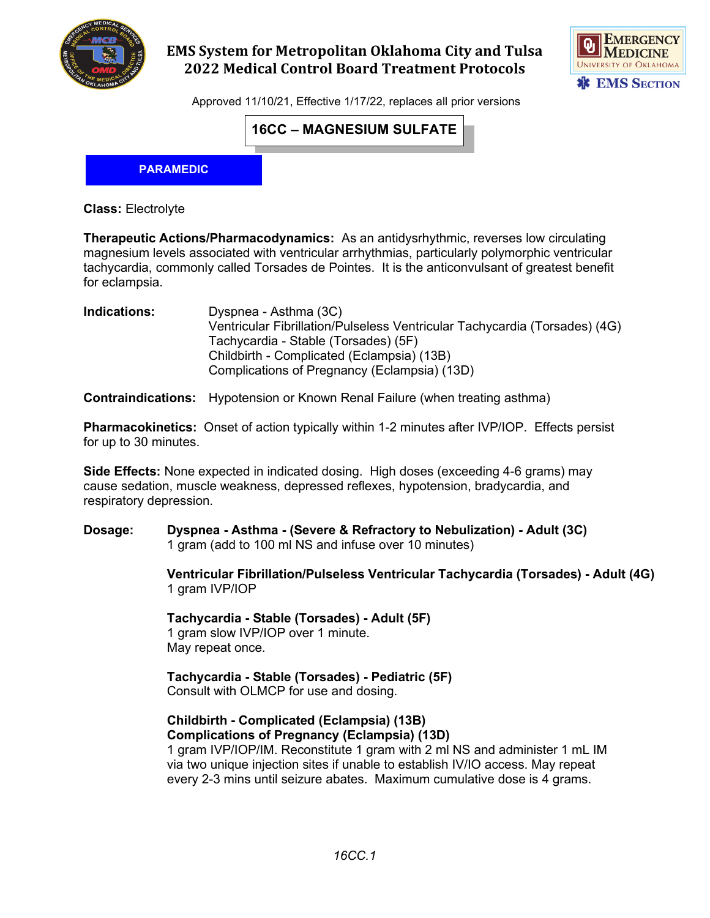# EMS System for Metropolitan Oklahoma City and Tulsa
## 2022 Medical Control Board Treatment Protocols

Approved 11/10/21, Effective 1/17/22, replaces all prior versions

## 16CC – MAGNESIUM SULFATE

**PARAMEDIC**

**Class:** Electrolyte

**Therapeutic Actions/Pharmacodynamics:** As an antidysrhythmic, reverses low circulating magnesium levels associated with ventricular arrhythmias, particularly polymorphic ventricular tachycardia, commonly called Torsades de Pointes. It is the anticonvulsant of greatest benefit for eclampsia.

**Indications:**
- Dyspnea - Asthma (3C)
- Ventricular Fibrillation/Pulseless Ventricular Tachycardia (Torsades) (4G)
- Tachycardia - Stable (Torsades) (5F)
- Childbirth - Complicated (Eclampsia) (13B)
- Complications of Pregnancy (Eclampsia) (13D)

**Contraindications:** Hypotension or Known Renal Failure (when treating asthma)

**Pharmacokinetics:** Onset of action typically within 1-2 minutes after IVP/IOP. Effects persist for up to 30 minutes.

**Side Effects:** None expected in indicated dosing. High doses (exceeding 4-6 grams) may cause sedation, muscle weakness, depressed reflexes, hypotension, bradycardia, and respiratory depression.

**Dosage:**

**Dyspnea - Asthma - (Severe & Refractory to Nebulization) - Adult (3C)**
1 gram (add to 100 ml NS and infuse over 10 minutes)

**Ventricular Fibrillation/Pulseless Ventricular Tachycardia (Torsades) - Adult (4G)**
1 gram IVP/IOP

**Tachycardia - Stable (Torsades) - Adult (5F)**
1 gram slow IVP/IOP over 1 minute.
May repeat once.

**Tachycardia - Stable (Torsades) - Pediatric (5F)**
Consult with OLMCP for use and dosing.

**Childbirth - Complicated (Eclampsia) (13B)**
**Complications of Pregnancy (Eclampsia) (13D)**
1 gram IVP/IOP/IM. Reconstitute 1 gram with 2 ml NS and administer 1 mL IM via two unique injection sites if unable to establish IV/IO access. May repeat every 2-3 mins until seizure abates. Maximum cumulative dose is 4 grams.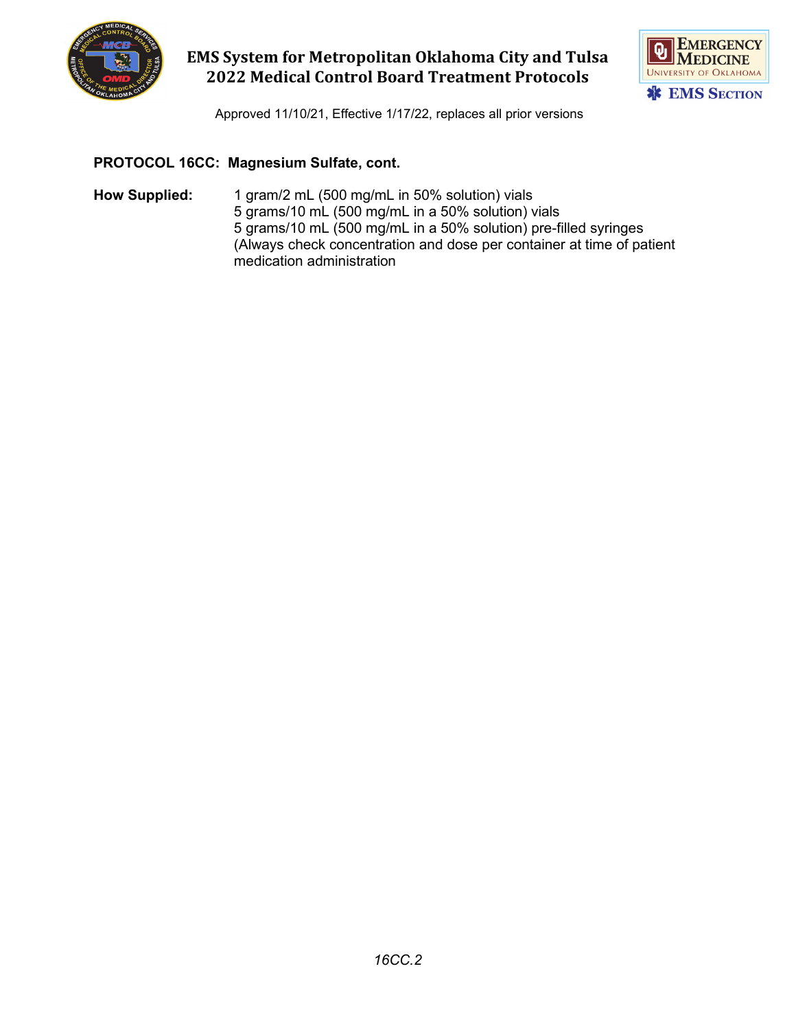**PROTOCOL 16CC: Magnesium Sulfate, cont.**

**How Supplied:**
1 gram/2 mL (500 mg/mL in 50% solution) vials
5 grams/10 mL (500 mg/mL in a 50% solution) vials
5 grams/10 mL (500 mg/mL in a 50% solution) pre-filled syringes
(Always check concentration and dose per container at time of patient medication administration